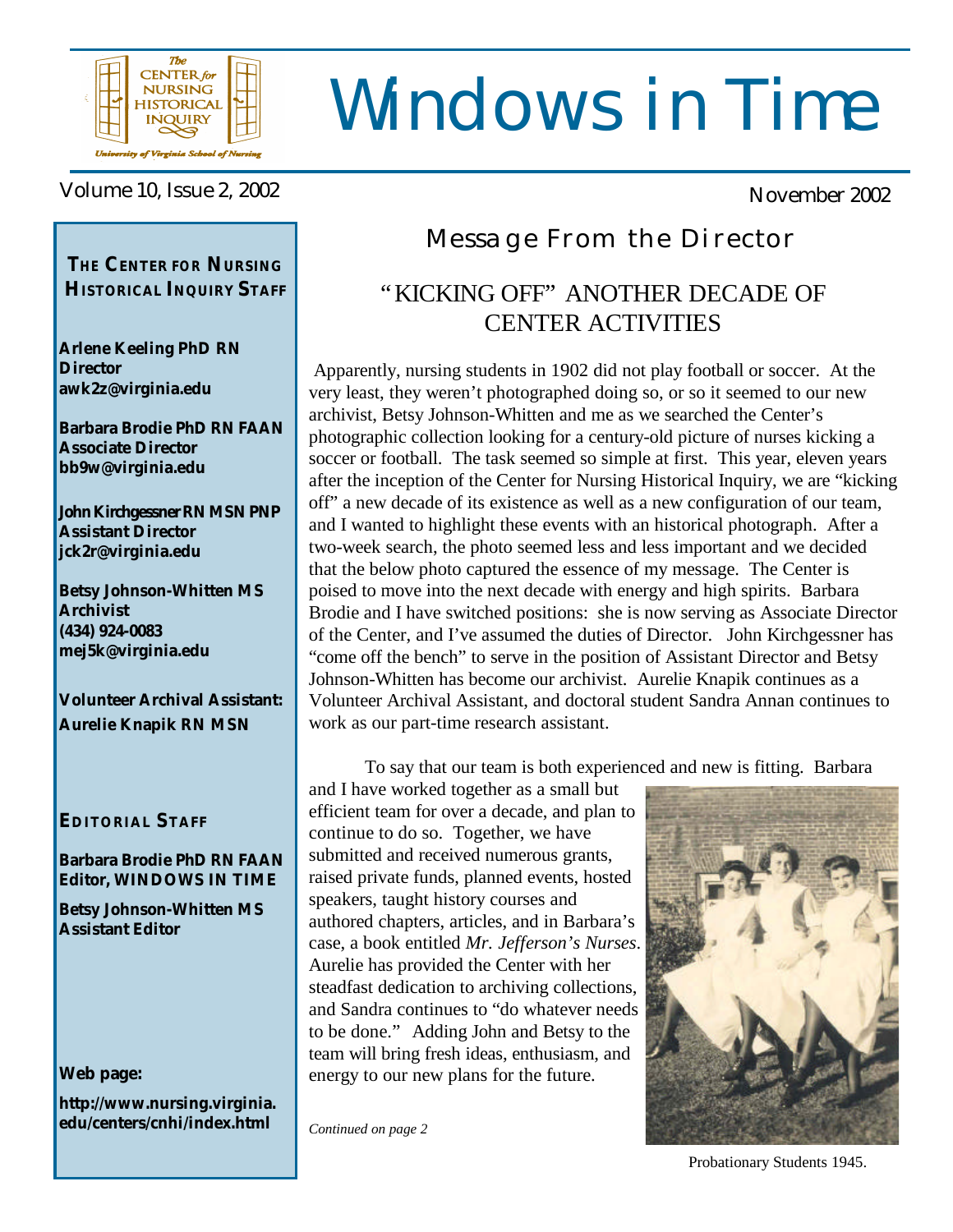# Windows in Time

Volume 10, Issue 2, 2002

November 2002

**THE CENTER FOR NURSING HISTORICAL INQUIRY STAFF**

**Arlene Keeling PhD RN**
**Director**
**awk2z@virginia.edu**

**Barbara Brodie PhD RN FAAN**
**Associate Director**
**bb9w@virginia.edu**

**John Kirchgessner RN MSN PNP**
**Assistant Director**
**jck2r@virginia.edu**

**Betsy Johnson-Whitten MS**
**Archivist**
**(434) 924-0083**
**mej5k@virginia.edu**

**Volunteer Archival Assistant:**
**Aurelie Knapik RN MSN**

**EDITORIAL STAFF**

**Barbara Brodie PhD RN FAAN**
**Editor, WINDOWS IN TIME**

**Betsy Johnson-Whitten MS**
**Assistant Editor**

**Web page:**

**http://www.nursing.virginia.edu/centers/cnhi/index.html**

## Message From the Director

### "KICKING OFF" ANOTHER DECADE OF CENTER ACTIVITIES

Apparently, nursing students in 1902 did not play football or soccer. At the very least, they weren't photographed doing so, or so it seemed to our new archivist, Betsy Johnson-Whitten and me as we searched the Center's photographic collection looking for a century-old picture of nurses kicking a soccer or football. The task seemed so simple at first. This year, eleven years after the inception of the Center for Nursing Historical Inquiry, we are "kicking off" a new decade of its existence as well as a new configuration of our team, and I wanted to highlight these events with an historical photograph. After a two-week search, the photo seemed less and less important and we decided that the below photo captured the essence of my message. The Center is poised to move into the next decade with energy and high spirits. Barbara Brodie and I have switched positions: she is now serving as Associate Director of the Center, and I've assumed the duties of Director. John Kirchgessner has "come off the bench" to serve in the position of Assistant Director and Betsy Johnson-Whitten has become our archivist. Aurelie Knapik continues as a Volunteer Archival Assistant, and doctoral student Sandra Annan continues to work as our part-time research assistant.

To say that our team is both experienced and new is fitting. Barbara and I have worked together as a small but efficient team for over a decade, and plan to continue to do so. Together, we have submitted and received numerous grants, raised private funds, planned events, hosted speakers, taught history courses and authored chapters, articles, and in Barbara's case, a book entitled *Mr. Jefferson's Nurses*. Aurelie has provided the Center with her steadfast dedication to archiving collections, and Sandra continues to "do whatever needs to be done." Adding John and Betsy to the team will bring fresh ideas, enthusiasm, and energy to our new plans for the future.

Probationary Students 1945.

*Continued on page 2*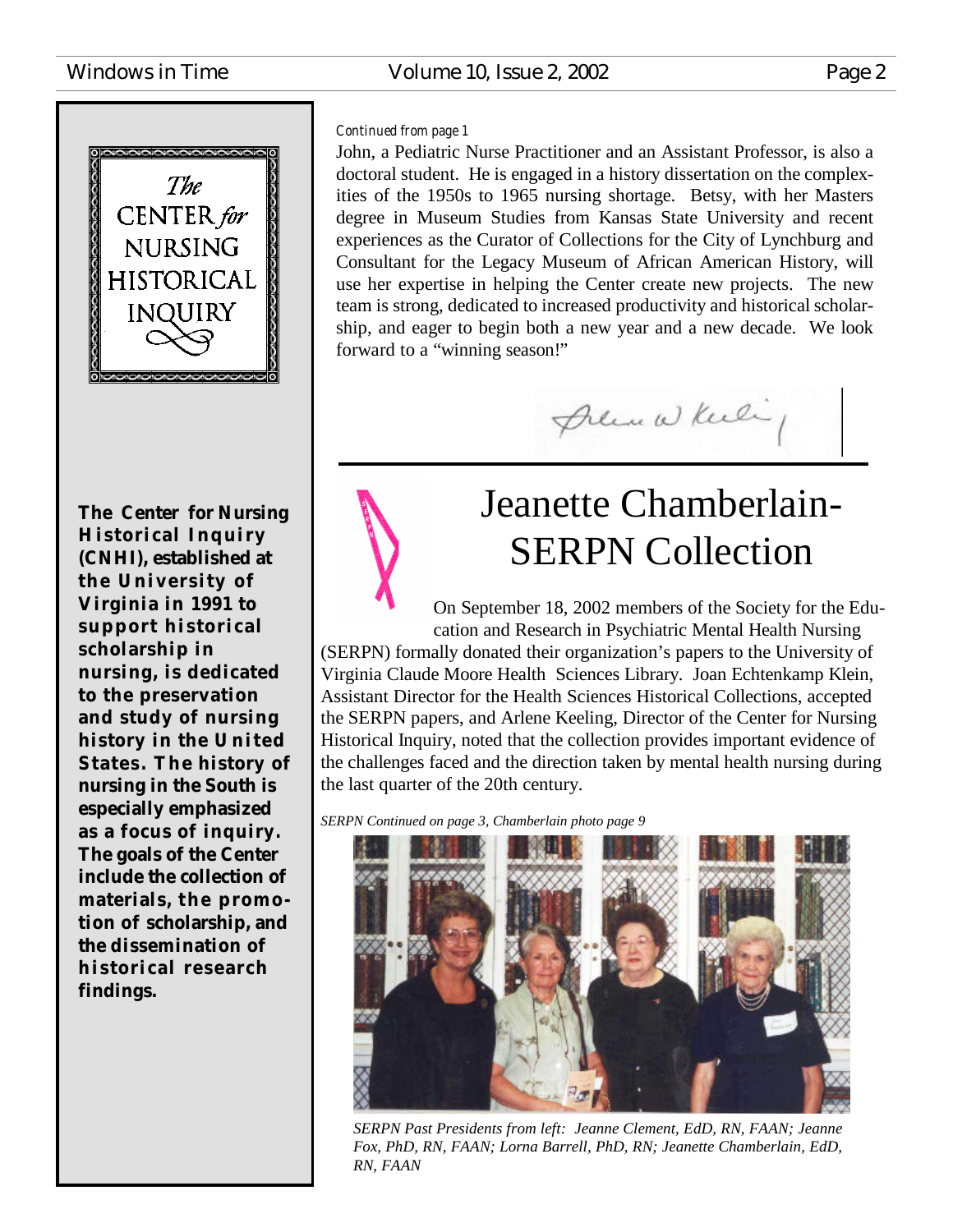*Continued from page 1*

John, a Pediatric Nurse Practitioner and an Assistant Professor, is also a doctoral student. He is engaged in a history dissertation on the complexities of the 1950s to 1965 nursing shortage. Betsy, with her Masters degree in Museum Studies from Kansas State University and recent experiences as the Curator of Collections for the City of Lynchburg and Consultant for the Legacy Museum of African American History, will use her expertise in helping the Center create new projects. The new team is strong, dedicated to increased productivity and historical scholarship, and eager to begin both a new year and a new decade. We look forward to a "winning season!"

The CENTER for NURSING HISTORICAL INQUIRY

**The Center for Nursing Historical Inquiry (CNHI), established at the University of Virginia in 1991 to support historical scholarship in nursing, is dedicated to the preservation and study of nursing history in the United States. The history of nursing in the South is especially emphasized as a focus of inquiry. The goals of the Center include the collection of materials, the promotion of scholarship, and the dissemination of historical research findings.**

# Jeanette Chamberlain-SERPN Collection

On September 18, 2002 members of the Society for the Education and Research in Psychiatric Mental Health Nursing (SERPN) formally donated their organization's papers to the University of Virginia Claude Moore Health Sciences Library. Joan Echtenkamp Klein, Assistant Director for the Health Sciences Historical Collections, accepted the SERPN papers, and Arlene Keeling, Director of the Center for Nursing Historical Inquiry, noted that the collection provides important evidence of the challenges faced and the direction taken by mental health nursing during the last quarter of the 20th century.

*SERPN Continued on page 3, Chamberlain photo page 9*

*SERPN Past Presidents from left: Jeanne Clement, EdD, RN, FAAN; Jeanne Fox, PhD, RN, FAAN; Lorna Barrell, PhD, RN; Jeanette Chamberlain, EdD, RN, FAAN*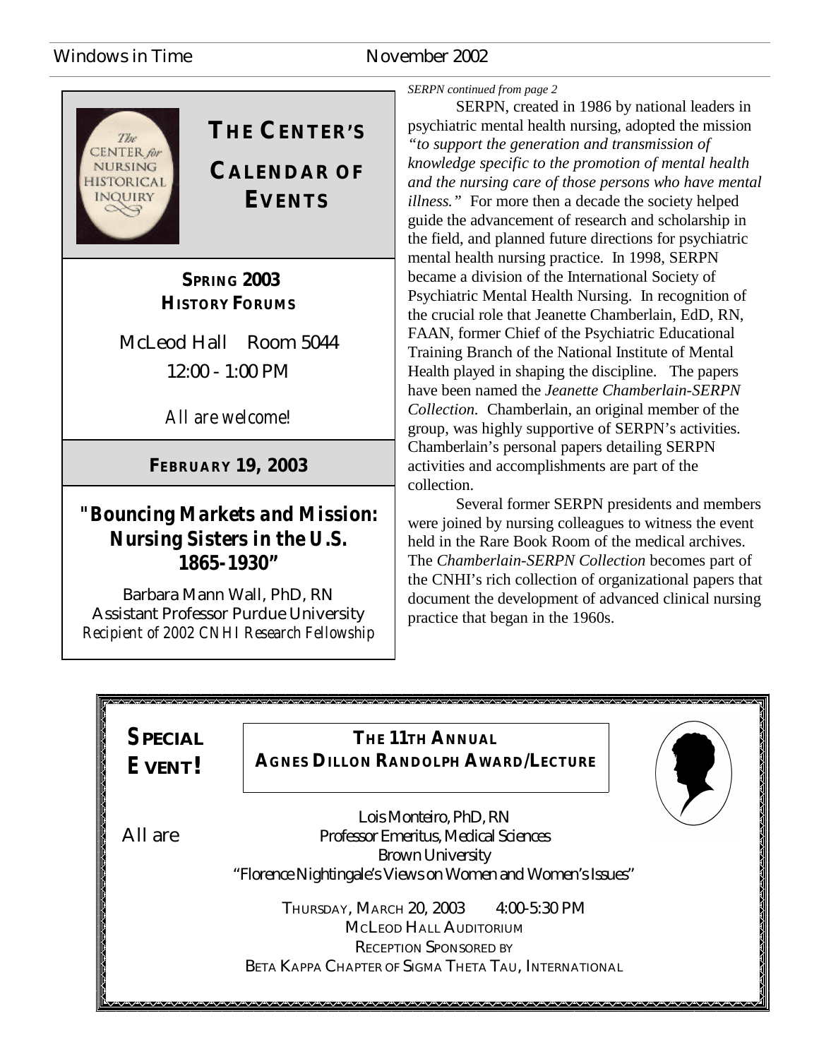## The Center's Calendar of Events

### Spring 2003 History Forums

McLeod Hall Room 5044

12:00 - 1:00 PM

*All are welcome!*

### February 19, 2003

**"Bouncing Markets and Mission: Nursing Sisters in the U.S. 1865-1930"**

Barbara Mann Wall, PhD, RN
Assistant Professor Purdue University
*Recipient of 2002 CNHI Research Fellowship*

*SERPN continued from page 2*

SERPN, created in 1986 by national leaders in psychiatric mental health nursing, adopted the mission *"to support the generation and transmission of knowledge specific to the promotion of mental health and the nursing care of those persons who have mental illness."* For more then a decade the society helped guide the advancement of research and scholarship in the field, and planned future directions for psychiatric mental health nursing practice. In 1998, SERPN became a division of the International Society of Psychiatric Mental Health Nursing. In recognition of the crucial role that Jeanette Chamberlain, EdD, RN, FAAN, former Chief of the Psychiatric Educational Training Branch of the National Institute of Mental Health played in shaping the discipline. The papers have been named the *Jeanette Chamberlain-SERPN Collection.* Chamberlain, an original member of the group, was highly supportive of SERPN's activities. Chamberlain's personal papers detailing SERPN activities and accomplishments are part of the collection.

Several former SERPN presidents and members were joined by nursing colleagues to witness the event held in the Rare Book Room of the medical archives. The *Chamberlain-SERPN Collection* becomes part of the CNHI's rich collection of organizational papers that document the development of advanced clinical nursing practice that began in the 1960s.

## Special Event!

### The 11th Annual Agnes Dillon Randolph Award/Lecture

All are

Lois Monteiro, PhD, RN
Professor Emeritus, Medical Sciences
Brown University
"Florence Nightingale's Views on Women and Women's Issues"

Thursday, March 20, 2003 4:00-5:30 PM
McLeod Hall Auditorium
Reception Sponsored by
Beta Kappa Chapter of Sigma Theta Tau, International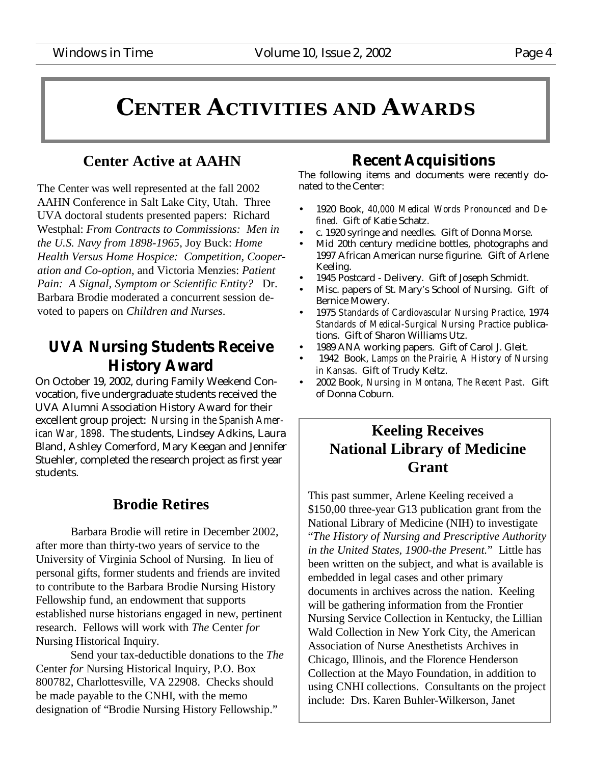# CENTER ACTIVITIES AND AWARDS

## Center Active at AAHN

The Center was well represented at the fall 2002 AAHN Conference in Salt Lake City, Utah. Three UVA doctoral students presented papers: Richard Westphal: *From Contracts to Commissions: Men in the U.S. Navy from 1898-1965*, Joy Buck: *Home Health Versus Home Hospice: Competition, Cooperation and Co-option*, and Victoria Menzies: *Patient Pain: A Signal, Symptom or Scientific Entity?* Dr. Barbara Brodie moderated a concurrent session devoted to papers on *Children and Nurses*.

## UVA Nursing Students Receive History Award

On October 19, 2002, during Family Weekend Convocation, five undergraduate students received the UVA Alumni Association History Award for their excellent group project: *Nursing in the Spanish American War, 1898*. The students, Lindsey Adkins, Laura Bland, Ashley Comerford, Mary Keegan and Jennifer Stuehler, completed the research project as first year students.

## Brodie Retires

Barbara Brodie will retire in December 2002, after more than thirty-two years of service to the University of Virginia School of Nursing. In lieu of personal gifts, former students and friends are invited to contribute to the Barbara Brodie Nursing History Fellowship fund, an endowment that supports established nurse historians engaged in new, pertinent research. Fellows will work with *The* Center *for* Nursing Historical Inquiry.

Send your tax-deductible donations to the *The* Center *for* Nursing Historical Inquiry, P.O. Box 800782, Charlottesville, VA 22908. Checks should be made payable to the CNHI, with the memo designation of "Brodie Nursing History Fellowship."

## Recent Acquisitions

The following items and documents were recently donated to the Center:

- 1920 Book, *40,000 Medical Words Pronounced and Defined*. Gift of Katie Schatz.
- c. 1920 syringe and needles. Gift of Donna Morse.
- Mid 20th century medicine bottles, photographs and 1997 African American nurse figurine. Gift of Arlene Keeling.
- 1945 Postcard - Delivery. Gift of Joseph Schmidt.
- Misc. papers of St. Mary's School of Nursing. Gift of Bernice Mowery.
- 1975 *Standards of Cardiovascular Nursing Practice*, 1974 *Standards of Medical-Surgical Nursing Practice* publications. Gift of Sharon Williams Utz.
- 1989 ANA working papers. Gift of Carol J. Gleit.
- 1942 Book, *Lamps on the Prairie, A History of Nursing in Kansas*. Gift of Trudy Keltz.
- 2002 Book, *Nursing in Montana, The Recent Past*. Gift of Donna Coburn.

## Keeling Receives National Library of Medicine Grant

This past summer, Arlene Keeling received a $150,00 three-year G13 publication grant from the National Library of Medicine (NIH) to investigate "*The History of Nursing and Prescriptive Authority in the United States, 1900-the Present.*" Little has been written on the subject, and what is available is embedded in legal cases and other primary documents in archives across the nation. Keeling will be gathering information from the Frontier Nursing Service Collection in Kentucky, the Lillian Wald Collection in New York City, the American Association of Nurse Anesthetists Archives in Chicago, Illinois, and the Florence Henderson Collection at the Mayo Foundation, in addition to using CNHI collections. Consultants on the project include: Drs. Karen Buhler-Wilkerson, Janet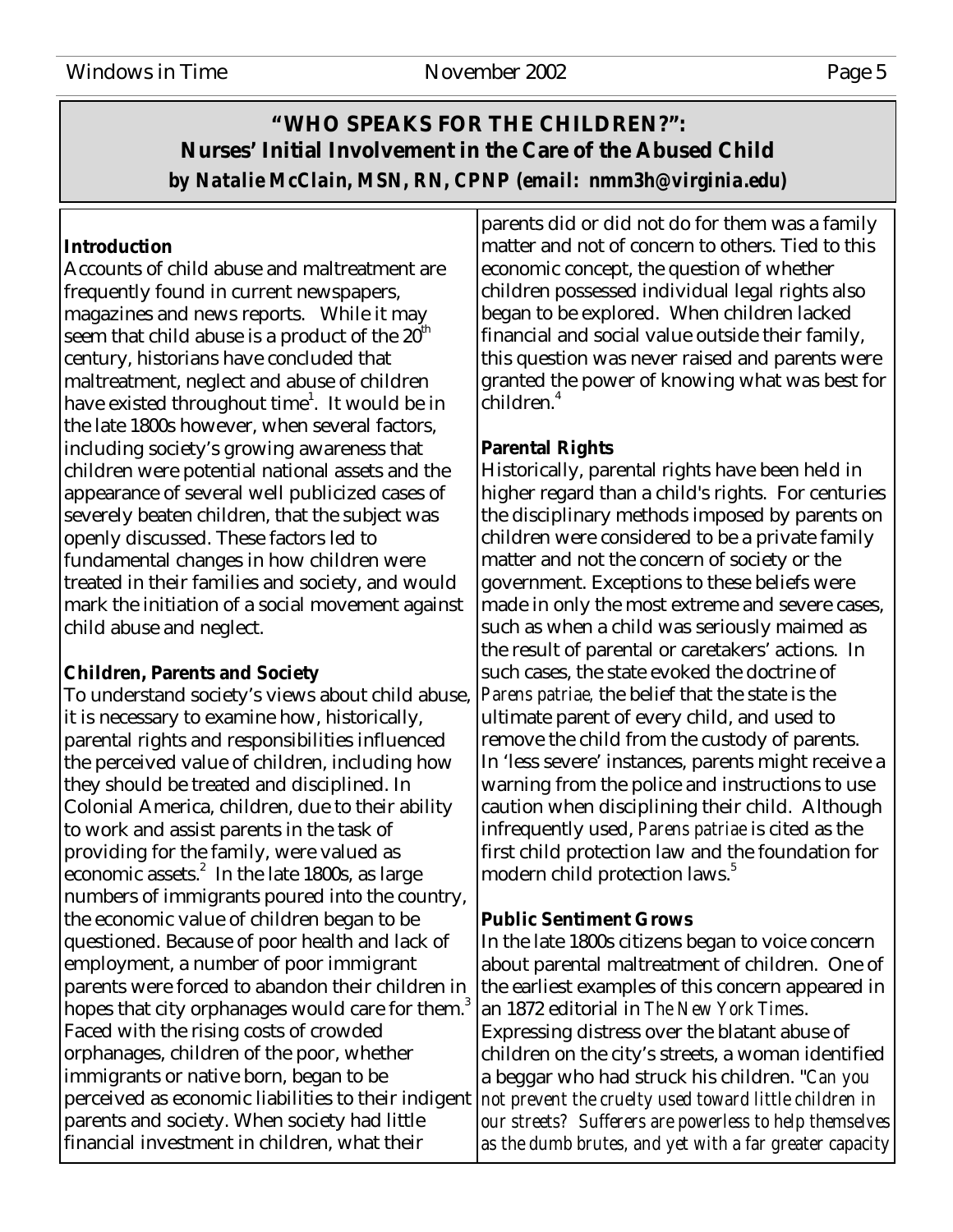# "WHO SPEAKS FOR THE CHILDREN?": Nurses' Initial Involvement in the Care of the Abused Child

***by Natalie McClain, MSN, RN, CPNP (email: nmm3h@virginia.edu)***

## Introduction

Accounts of child abuse and maltreatment are frequently found in current newspapers, magazines and news reports. While it may seem that child abuse is a product of the 20th century, historians have concluded that maltreatment, neglect and abuse of children have existed throughout time[1]. It would be in the late 1800s however, when several factors, including society's growing awareness that children were potential national assets and the appearance of several well publicized cases of severely beaten children, that the subject was openly discussed. These factors led to fundamental changes in how children were treated in their families and society, and would mark the initiation of a social movement against child abuse and neglect.

## Children, Parents and Society

To understand society's views about child abuse, it is necessary to examine how, historically, parental rights and responsibilities influenced the perceived value of children, including how they should be treated and disciplined. In Colonial America, children, due to their ability to work and assist parents in the task of providing for the family, were valued as economic assets.[2] In the late 1800s, as large numbers of immigrants poured into the country, the economic value of children began to be questioned. Because of poor health and lack of employment, a number of poor immigrant parents were forced to abandon their children in hopes that city orphanages would care for them.[3] Faced with the rising costs of crowded orphanages, children of the poor, whether immigrants or native born, began to be perceived as economic liabilities to their indigent parents and society. When society had little financial investment in children, what their parents did or did not do for them was a family matter and not of concern to others. Tied to this economic concept, the question of whether children possessed individual legal rights also began to be explored. When children lacked financial and social value outside their family, this question was never raised and parents were granted the power of knowing what was best for children.[4]

## Parental Rights

Historically, parental rights have been held in higher regard than a child's rights. For centuries the disciplinary methods imposed by parents on children were considered to be a private family matter and not the concern of society or the government. Exceptions to these beliefs were made in only the most extreme and severe cases, such as when a child was seriously maimed as the result of parental or caretakers' actions. In such cases, the state evoked the doctrine of *Parens patriae,* the belief that the state is the ultimate parent of every child, and used to remove the child from the custody of parents. In 'less severe' instances, parents might receive a warning from the police and instructions to use caution when disciplining their child. Although infrequently used, *Parens patriae* is cited as the first child protection law and the foundation for modern child protection laws.[5]

## Public Sentiment Grows

In the late 1800s citizens began to voice concern about parental maltreatment of children. One of the earliest examples of this concern appeared in an 1872 editorial in *The New York Times*. Expressing distress over the blatant abuse of children on the city's streets, a woman identified a beggar who had struck his children. "*Can you not prevent the cruelty used toward little children in our streets? Sufferers are powerless to help themselves as the dumb brutes, and yet with a far greater capacity*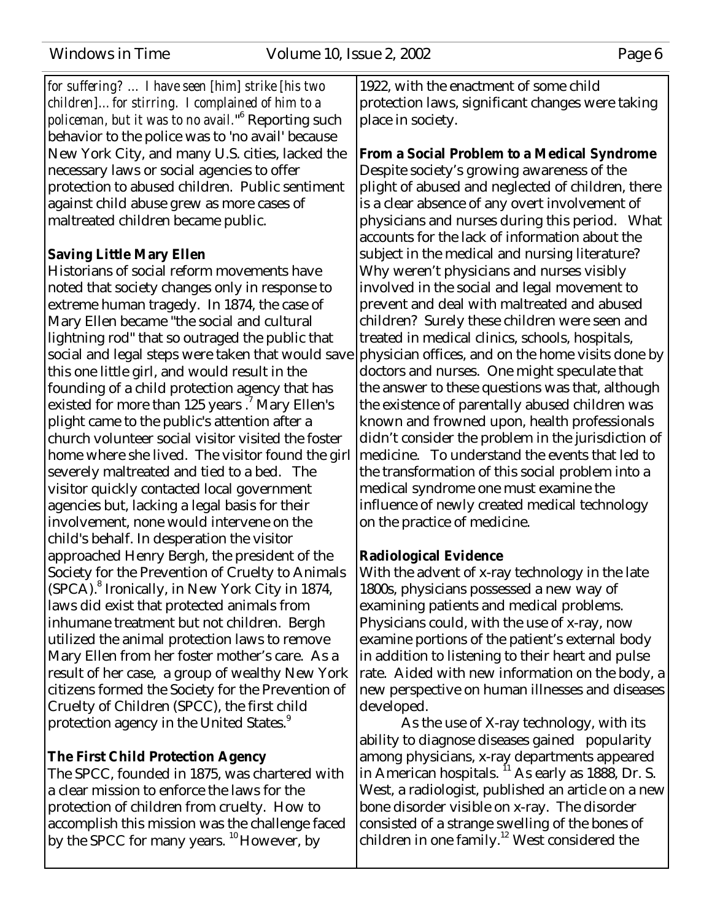*for suffering? ... I have seen [him] strike [his two children]...for stirring. I complained of him to a policeman, but it was to no avail."*[6] Reporting such behavior to the police was to 'no avail' because New York City, and many U.S. cities, lacked the necessary laws or social agencies to offer protection to abused children. Public sentiment against child abuse grew as more cases of maltreated children became public.

**Saving Little Mary Ellen**

Historians of social reform movements have noted that society changes only in response to extreme human tragedy. In 1874, the case of Mary Ellen became "the social and cultural lightning rod" that so outraged the public that social and legal steps were taken that would save this one little girl, and would result in the founding of a child protection agency that has existed for more than 125 years.[7] Mary Ellen's plight came to the public's attention after a church volunteer social visitor visited the foster home where she lived. The visitor found the girl severely maltreated and tied to a bed. The visitor quickly contacted local government agencies but, lacking a legal basis for their involvement, none would intervene on the child's behalf. In desperation the visitor approached Henry Bergh, the president of the Society for the Prevention of Cruelty to Animals (SPCA).[8] Ironically, in New York City in 1874, laws did exist that protected animals from inhumane treatment but not children. Bergh utilized the animal protection laws to remove Mary Ellen from her foster mother's care. As a result of her case, a group of wealthy New York citizens formed the Society for the Prevention of Cruelty of Children (SPCC), the first child protection agency in the United States.[9]

**The First Child Protection Agency**

The SPCC, founded in 1875, was chartered with a clear mission to enforce the laws for the protection of children from cruelty. How to accomplish this mission was the challenge faced by the SPCC for many years.[10] However, by 1922, with the enactment of some child protection laws, significant changes were taking place in society.

**From a Social Problem to a Medical Syndrome**

Despite society's growing awareness of the plight of abused and neglected of children, there is a clear absence of any overt involvement of physicians and nurses during this period. What accounts for the lack of information about the subject in the medical and nursing literature? Why weren't physicians and nurses visibly involved in the social and legal movement to prevent and deal with maltreated and abused children? Surely these children were seen and treated in medical clinics, schools, hospitals, physician offices, and on the home visits done by doctors and nurses. One might speculate that the answer to these questions was that, although the existence of parentally abused children was known and frowned upon, health professionals didn't consider the problem in the jurisdiction of medicine. To understand the events that led to the transformation of this social problem into a medical syndrome one must examine the influence of newly created medical technology on the practice of medicine.

**Radiological Evidence**

With the advent of x-ray technology in the late 1800s, physicians possessed a new way of examining patients and medical problems. Physicians could, with the use of x-ray, now examine portions of the patient's external body in addition to listening to their heart and pulse rate. Aided with new information on the body, a new perspective on human illnesses and diseases developed.

As the use of X-ray technology, with its ability to diagnose diseases gained popularity among physicians, x-ray departments appeared in American hospitals.[11] As early as 1888, Dr. S. West, a radiologist, published an article on a new bone disorder visible on x-ray. The disorder consisted of a strange swelling of the bones of children in one family.[12] West considered the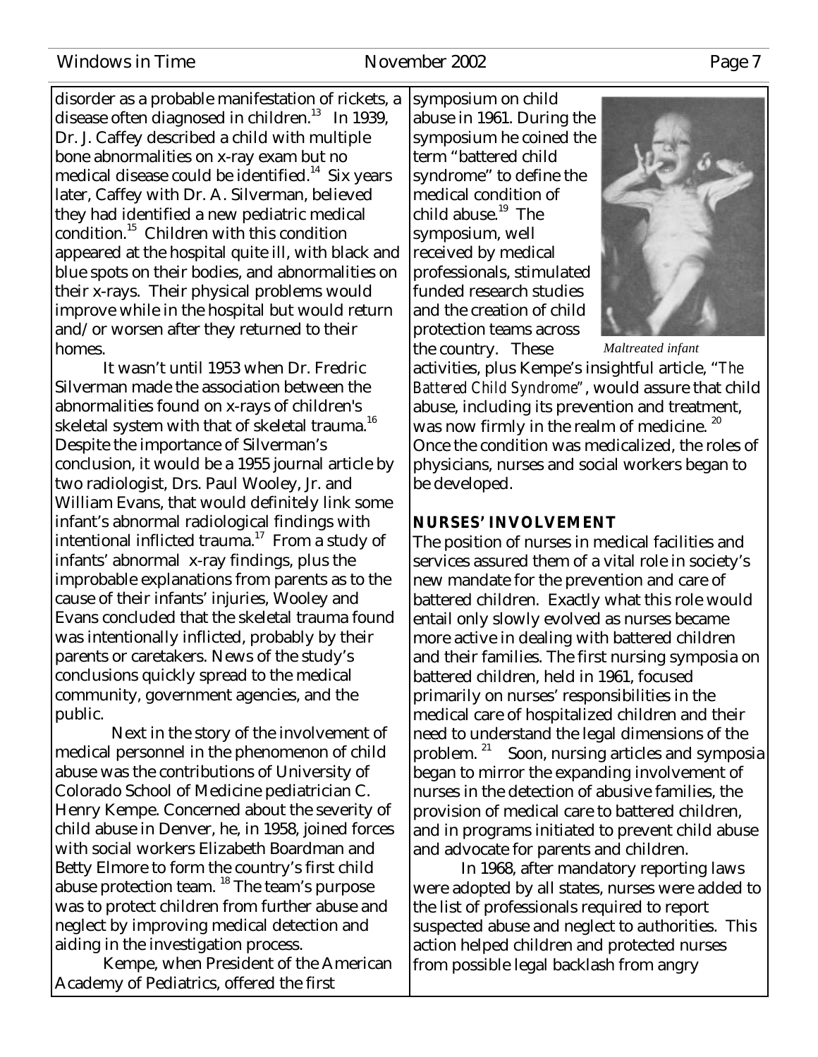disorder as a probable manifestation of rickets, a disease often diagnosed in children.[13] In 1939, Dr. J. Caffey described a child with multiple bone abnormalities on x-ray exam but no medical disease could be identified.[14] Six years later, Caffey with Dr. A. Silverman, believed they had identified a new pediatric medical condition.[15] Children with this condition appeared at the hospital quite ill, with black and blue spots on their bodies, and abnormalities on their x-rays. Their physical problems would improve while in the hospital but would return and/or worsen after they returned to their homes.

It wasn't until 1953 when Dr. Fredric Silverman made the association between the abnormalities found on x-rays of children's skeletal system with that of skeletal trauma.[16] Despite the importance of Silverman's conclusion, it would be a 1955 journal article by two radiologist, Drs. Paul Wooley, Jr. and William Evans, that would definitely link some infant's abnormal radiological findings with intentional inflicted trauma.[17] From a study of infants' abnormal x-ray findings, plus the improbable explanations from parents as to the cause of their infants' injuries, Wooley and Evans concluded that the skeletal trauma found was intentionally inflicted, probably by their parents or caretakers. News of the study's conclusions quickly spread to the medical community, government agencies, and the public.

Next in the story of the involvement of medical personnel in the phenomenon of child abuse was the contributions of University of Colorado School of Medicine pediatrician C. Henry Kempe. Concerned about the severity of child abuse in Denver, he, in 1958, joined forces with social workers Elizabeth Boardman and Betty Elmore to form the country's first child abuse protection team.[18] The team's purpose was to protect children from further abuse and neglect by improving medical detection and aiding in the investigation process.

Kempe, when President of the American Academy of Pediatrics, offered the first symposium on child abuse in 1961. During the symposium he coined the term "battered child syndrome" to define the medical condition of child abuse.[19] The symposium, well received by medical professionals, stimulated funded research studies and the creation of child protection teams across the country. These activities, plus Kempe's insightful article, "*The Battered Child Syndrome*", would assure that child abuse, including its prevention and treatment, was now firmly in the realm of medicine.[20] Once the condition was medicalized, the roles of physicians, nurses and social workers began to be developed.

*Maltreated infant*

## NURSES' INVOLVEMENT

The position of nurses in medical facilities and services assured them of a vital role in society's new mandate for the prevention and care of battered children. Exactly what this role would entail only slowly evolved as nurses became more active in dealing with battered children and their families. The first nursing symposia on battered children, held in 1961, focused primarily on nurses' responsibilities in the medical care of hospitalized children and their need to understand the legal dimensions of the problem.[21] Soon, nursing articles and symposia began to mirror the expanding involvement of nurses in the detection of abusive families, the provision of medical care to battered children, and in programs initiated to prevent child abuse and advocate for parents and children.

In 1968, after mandatory reporting laws were adopted by all states, nurses were added to the list of professionals required to report suspected abuse and neglect to authorities. This action helped children and protected nurses from possible legal backlash from angry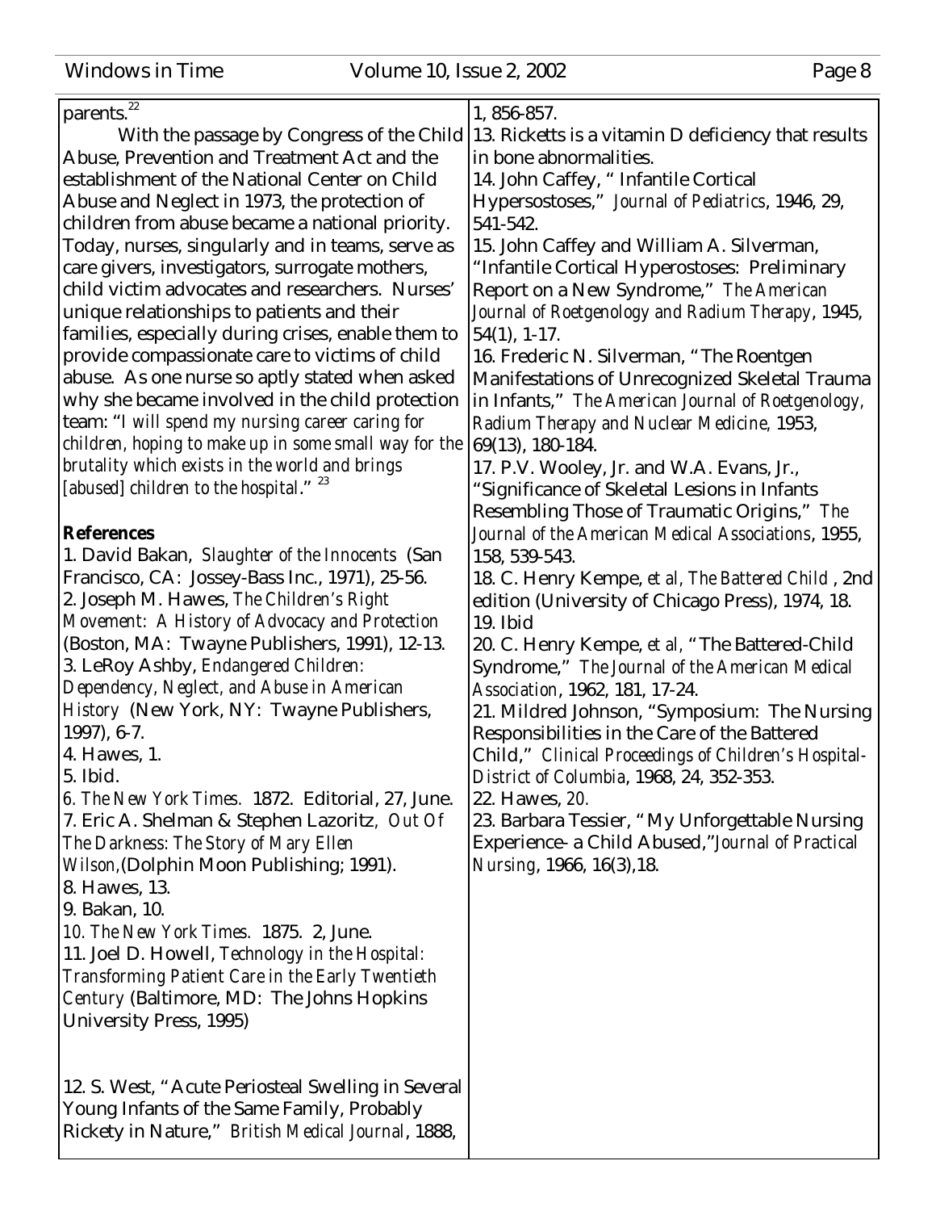parents.[22]

With the passage by Congress of the Child Abuse, Prevention and Treatment Act and the establishment of the National Center on Child Abuse and Neglect in 1973, the protection of children from abuse became a national priority. Today, nurses, singularly and in teams, serve as care givers, investigators, surrogate mothers, child victim advocates and researchers. Nurses' unique relationships to patients and their families, especially during crises, enable them to provide compassionate care to victims of child abuse. As one nurse so aptly stated when asked why she became involved in the child protection team: "*I will spend my nursing career caring for children, hoping to make up in some small way for the brutality which exists in the world and brings [abused] children to the hospital*." [23]

**References**

1. David Bakan, *Slaughter of the Innocents* (San Francisco, CA: Jossey-Bass Inc., 1971), 25-56.
2. Joseph M. Hawes, *The Children's Right Movement: A History of Advocacy and Protection* (Boston, MA: Twayne Publishers, 1991), 12-13.
3. LeRoy Ashby, *Endangered Children: Dependency, Neglect, and Abuse in American History* (New York, NY: Twayne Publishers, 1997), 6-7.
4. Hawes, 1.
5. Ibid.
6. *The New York Times.* 1872. Editorial, 27, June.
7. Eric A. Shelman & Stephen Lazoritz, *Out Of The Darkness: The Story of Mary Ellen Wilson,*(Dolphin Moon Publishing; 1991).
8. Hawes, 13.
9. Bakan, 10.
10. *The New York Times.* 1875. 2, June.
11. Joel D. Howell, *Technology in the Hospital: Transforming Patient Care in the Early Twentieth Century* (Baltimore, MD: The Johns Hopkins University Press, 1995)
12. S. West, "Acute Periosteal Swelling in Several Young Infants of the Same Family, Probably Rickety in Nature," *British Medical Journal*, 1888, 1, 856-857.
13. Ricketts is a vitamin D deficiency that results in bone abnormalities.
14. John Caffey, " Infantile Cortical Hypersostoses," *Journal of Pediatrics*, 1946, 29, 541-542.
15. John Caffey and William A. Silverman, "Infantile Cortical Hyperostoses: Preliminary Report on a New Syndrome," *The American Journal of Roetgenology and Radium Therapy*, 1945, 54(1), 1-17.
16. Frederic N. Silverman, "The Roentgen Manifestations of Unrecognized Skeletal Trauma in Infants," *The American Journal of Roetgenology, Radium Therapy and Nuclear Medicine,* 1953, 69(13), 180-184.
17. P.V. Wooley, Jr. and W.A. Evans, Jr., "Significance of Skeletal Lesions in Infants Resembling Those of Traumatic Origins," *The Journal of the American Medical Associations*, 1955, 158, 539-543.
18. C. Henry Kempe, *et al, The Battered Child* , 2nd edition (University of Chicago Press), 1974, 18.
19. Ibid
20. C. Henry Kempe, *et al,* "The Battered-Child Syndrome," *The Journal of the American Medical Association*, 1962, 181, 17-24.
21. Mildred Johnson, "Symposium: The Nursing Responsibilities in the Care of the Battered Child," *Clinical Proceedings of Children's Hospital-District of Columbia*, 1968, 24, 352-353.
22. Hawes, *20.*
23. Barbara Tessier, "My Unforgettable Nursing Experience- a Child Abused,"*Journal of Practical Nursing*, 1966, 16(3),18.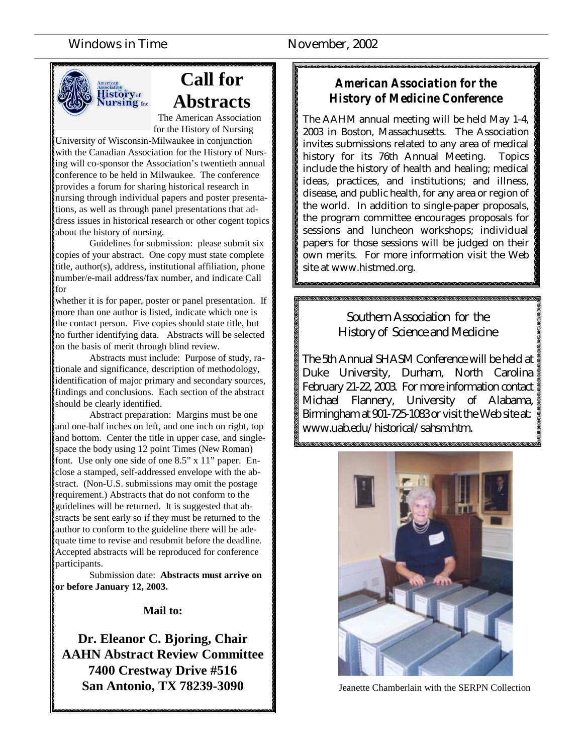# Call for Abstracts

The American Association for the History of Nursing University of Wisconsin-Milwaukee in conjunction with the Canadian Association for the History of Nursing will co-sponsor the Association's twentieth annual conference to be held in Milwaukee. The conference provides a forum for sharing historical research in nursing through individual papers and poster presentations, as well as through panel presentations that address issues in historical research or other cogent topics about the history of nursing.

Guidelines for submission: please submit six copies of your abstract. One copy must state complete title, author(s), address, institutional affiliation, phone number/e-mail address/fax number, and indicate Call for whether it is for paper, poster or panel presentation. If more than one author is listed, indicate which one is the contact person. Five copies should state title, but no further identifying data. Abstracts will be selected on the basis of merit through blind review.

Abstracts must include: Purpose of study, rationale and significance, description of methodology, identification of major primary and secondary sources, findings and conclusions. Each section of the abstract should be clearly identified.

Abstract preparation: Margins must be one and one-half inches on left, and one inch on right, top and bottom. Center the title in upper case, and single-space the body using 12 point Times (New Roman) font. Use only one side of one 8.5" x 11" paper. Enclose a stamped, self-addressed envelope with the abstract. (Non-U.S. submissions may omit the postage requirement.) Abstracts that do not conform to the guidelines will be returned. It is suggested that abstracts be sent early so if they must be returned to the author to conform to the guideline there will be adequate time to revise and resubmit before the deadline. Accepted abstracts will be reproduced for conference participants.

Submission date: **Abstracts must arrive on or before January 12, 2003.**

**Mail to:**

**Dr. Eleanor C. Bjoring, Chair**
**AAHN Abstract Review Committee**
**7400 Crestway Drive #516**
**San Antonio, TX 78239-3090**

## *American Association for the History of Medicine Conference*

The AAHM annual meeting will be held May 1-4, 2003 in Boston, Massachusetts. The Association invites submissions related to any area of medical history for its 76th Annual Meeting. Topics include the history of health and healing; medical ideas, practices, and institutions; and illness, disease, and public health, for any area or region of the world. In addition to single-paper proposals, the program committee encourages proposals for sessions and luncheon workshops; individual papers for those sessions will be judged on their own merits. For more information visit the Web site at www.histmed.org.

## Southern Association for the History of Science and Medicine

The 5th Annual SHASM Conference will be held at Duke University, Durham, North Carolina February 21-22, 2003. For more information contact Michael Flannery, University of Alabama, Birmingham at 901-725-1083 or visit the Web site at: www.uab.edu/historical/sahsm.htm.

Jeanette Chamberlain with the SERPN Collection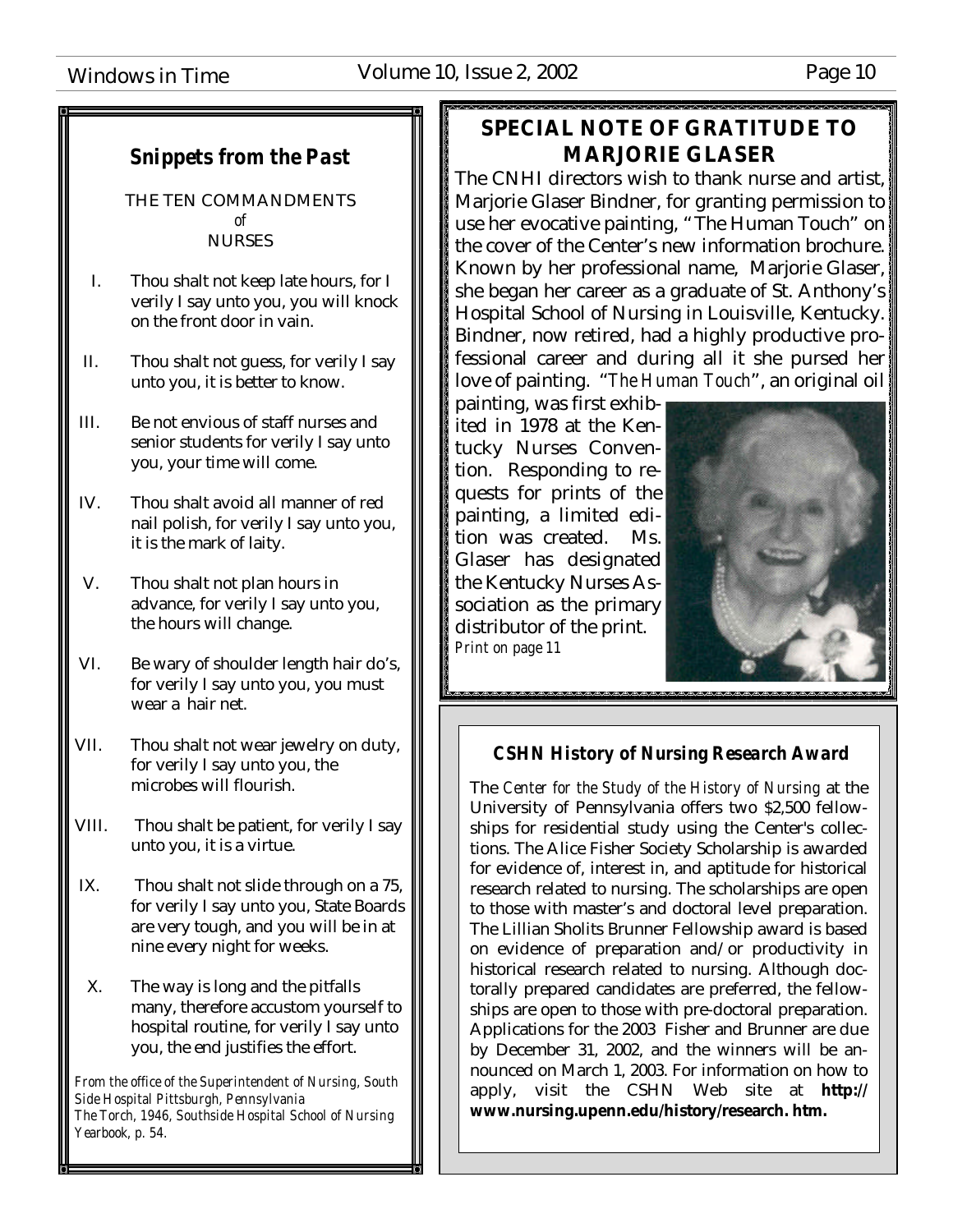## *Snippets from the Past*

THE TEN COMMANDMENTS
*of*
NURSES

I. Thou shalt not keep late hours, for I verily I say unto you, you will knock on the front door in vain.

II. Thou shalt not guess, for verily I say unto you, it is better to know.

III. Be not envious of staff nurses and senior students for verily I say unto you, your time will come.

IV. Thou shalt avoid all manner of red nail polish, for verily I say unto you, it is the mark of laity.

V. Thou shalt not plan hours in advance, for verily I say unto you, the hours will change.

VI. Be wary of shoulder length hair do's, for verily I say unto you, you must wear a hair net.

VII. Thou shalt not wear jewelry on duty, for verily I say unto you, the microbes will flourish.

VIII. Thou shalt be patient, for verily I say unto you, it is a virtue.

IX. Thou shalt not slide through on a 75, for verily I say unto you, State Boards are very tough, and you will be in at nine every night for weeks.

X. The way is long and the pitfalls many, therefore accustom yourself to hospital routine, for verily I say unto you, the end justifies the effort.

*From the office of the Superintendent of Nursing, South Side Hospital Pittsburgh, Pennsylvania*
*The Torch, 1946, Southside Hospital School of Nursing Yearbook, p. 54.*

## SPECIAL NOTE OF GRATITUDE TO MARJORIE GLASER

The CNHI directors wish to thank nurse and artist, Marjorie Glaser Bindner, for granting permission to use her evocative painting, "The Human Touch" on the cover of the Center's new information brochure. Known by her professional name, Marjorie Glaser, she began her career as a graduate of St. Anthony's Hospital School of Nursing in Louisville, Kentucky. Bindner, now retired, had a highly productive professional career and during all it she pursed her love of painting. "*The Human Touch*", an original oil painting, was first exhibited in 1978 at the Kentucky Nurses Convention. Responding to requests for prints of the painting, a limited edition was created. Ms. Glaser has designated the Kentucky Nurses Association as the primary distributor of the print.
*Print on page 11*

### *CSHN History of Nursing Research Award*

The *Center for the Study of the History of Nursing* at the University of Pennsylvania offers two $2,500 fellowships for residential study using the Center's collections. The Alice Fisher Society Scholarship is awarded for evidence of, interest in, and aptitude for historical research related to nursing. The scholarships are open to those with master's and doctoral level preparation. The Lillian Sholits Brunner Fellowship award is based on evidence of preparation and/or productivity in historical research related to nursing. Although doctorally prepared candidates are preferred, the fellowships are open to those with pre-doctoral preparation. Applications for the 2003 Fisher and Brunner are due by December 31, 2002, and the winners will be announced on March 1, 2003. For information on how to apply, visit the CSHN Web site at **http://www.nursing.upenn.edu/history/research. htm.**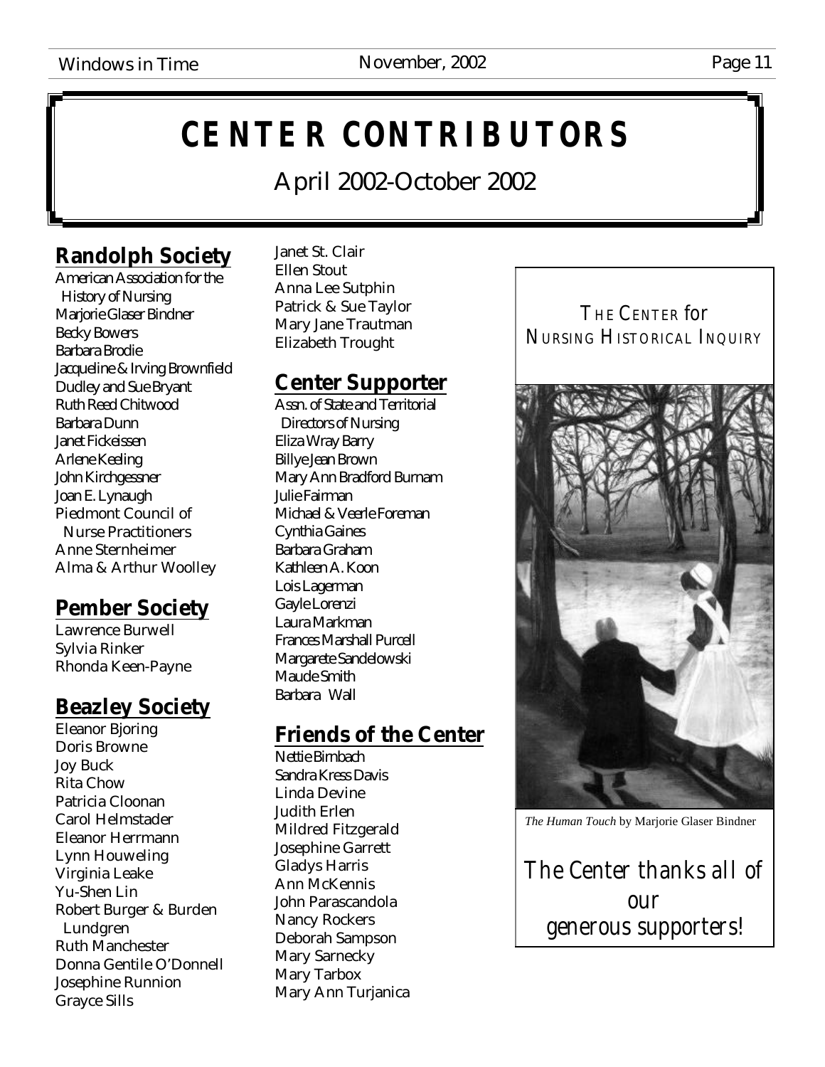# CENTER CONTRIBUTORS

April 2002-October 2002

## Randolph Society

American Association for the History of Nursing
Marjorie Glaser Bindner
Becky Bowers
Barbara Brodie
Jacqueline & Irving Brownfield
Dudley and Sue Bryant
Ruth Reed Chitwood
Barbara Dunn
Janet Fickeissen
Arlene Keeling
John Kirchgessner
Joan E. Lynaugh
Piedmont Council of Nurse Practitioners
Anne Sternheimer
Alma & Arthur Woolley

## Pember Society

Lawrence Burwell
Sylvia Rinker
Rhonda Keen-Payne

## Beazley Society

Eleanor Bjoring
Doris Browne
Joy Buck
Rita Chow
Patricia Cloonan
Carol Helmstader
Eleanor Herrmann
Lynn Houweling
Virginia Leake
Yu-Shen Lin
Robert Burger & Burden Lundgren
Ruth Manchester
Donna Gentile O'Donnell
Josephine Runnion
Grayce Sills
Janet St. Clair
Ellen Stout
Anna Lee Sutphin
Patrick & Sue Taylor
Mary Jane Trautman
Elizabeth Trought

## Center Supporter

Assn. of State and Territorial Directors of Nursing
Eliza Wray Barry
Billye Jean Brown
Mary Ann Bradford Burnam
Julie Fairman
Michael & Veerle Foreman
Cynthia Gaines
Barbara Graham
Kathleen A. Koon
Lois Lagerman
Gayle Lorenzi
Laura Markman
Frances Marshall Purcell
Margarete Sandelowski
Maude Smith
Barbara Wall

## Friends of the Center

Nettie Birnbach
Sandra Kress Davis
Linda Devine
Judith Erlen
Mildred Fitzgerald
Josephine Garrett
Gladys Harris
Ann McKennis
John Parascandola
Nancy Rockers
Deborah Sampson
Mary Sarnecky
Mary Tarbox
Mary Ann Turjanica

THE CENTER for NURSING HISTORICAL INQUIRY

*The Human Touch* by Marjorie Glaser Bindner

*The Center thanks all of our generous supporters!*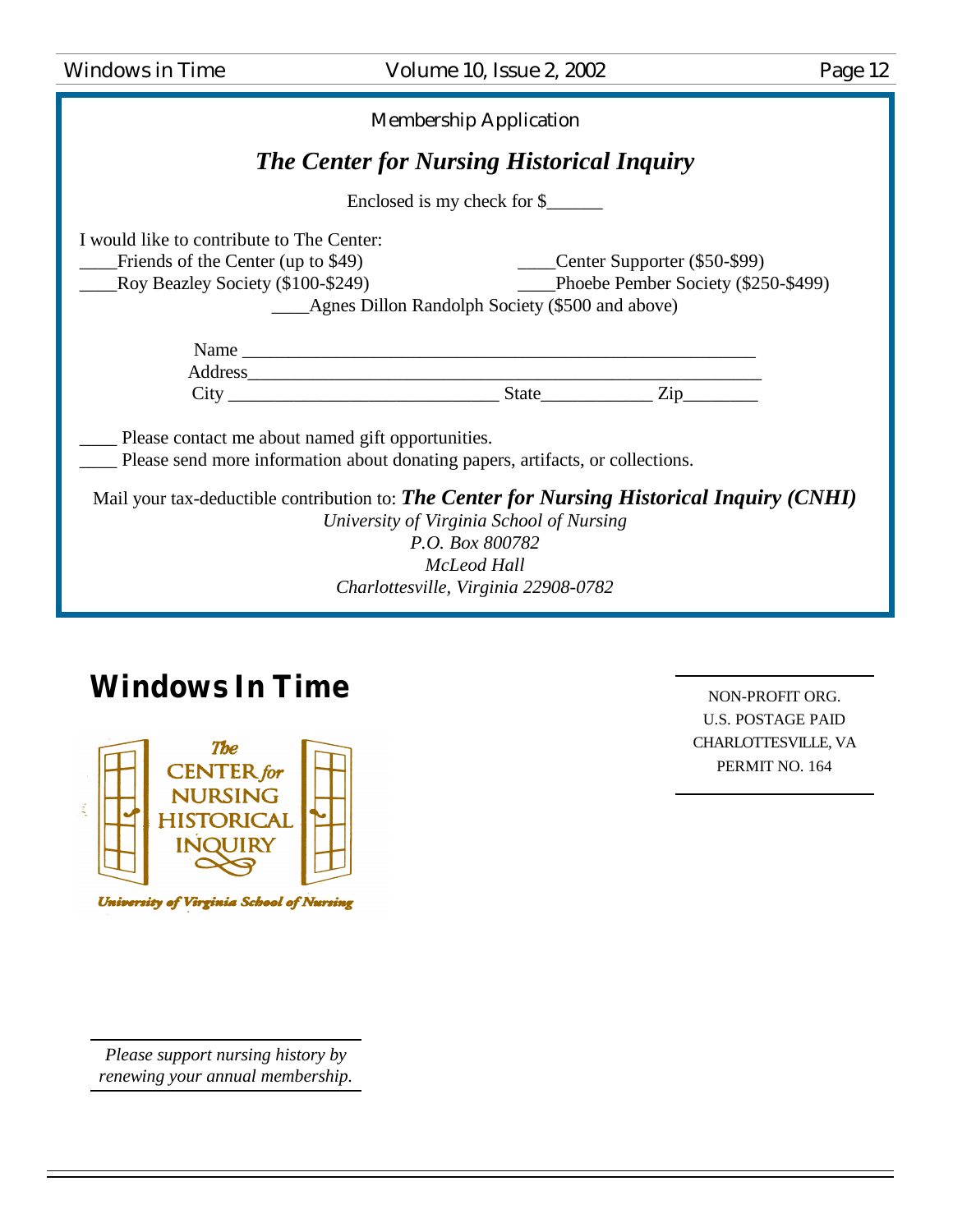Membership Application

## *The Center for Nursing Historical Inquiry*

Enclosed is my check for $______

I would like to contribute to The Center:

____Friends of the Center (up to $49)

____Center Supporter ($50-$99)

____Roy Beazley Society ($100-$249)

____Phoebe Pember Society ($250-$499)

____Agnes Dillon Randolph Society ($500 and above)

Name ________________________________________________________

Address________________________________________________________

City ______________________________ State____________ Zip________

____ Please contact me about named gift opportunities.

____ Please send more information about donating papers, artifacts, or collections.

Mail your tax-deductible contribution to: ***The Center for Nursing Historical Inquiry (CNHI)***

*University of Virginia School of Nursing*
*P.O. Box 800782*
*McLeod Hall*
*Charlottesville, Virginia 22908-0782*

# Windows In Time

The CENTER for NURSING HISTORICAL INQUIRY

University of Virginia School of Nursing

NON-PROFIT ORG.
U.S. POSTAGE PAID
CHARLOTTESVILLE, VA
PERMIT NO. 164

*Please support nursing history by renewing your annual membership.*